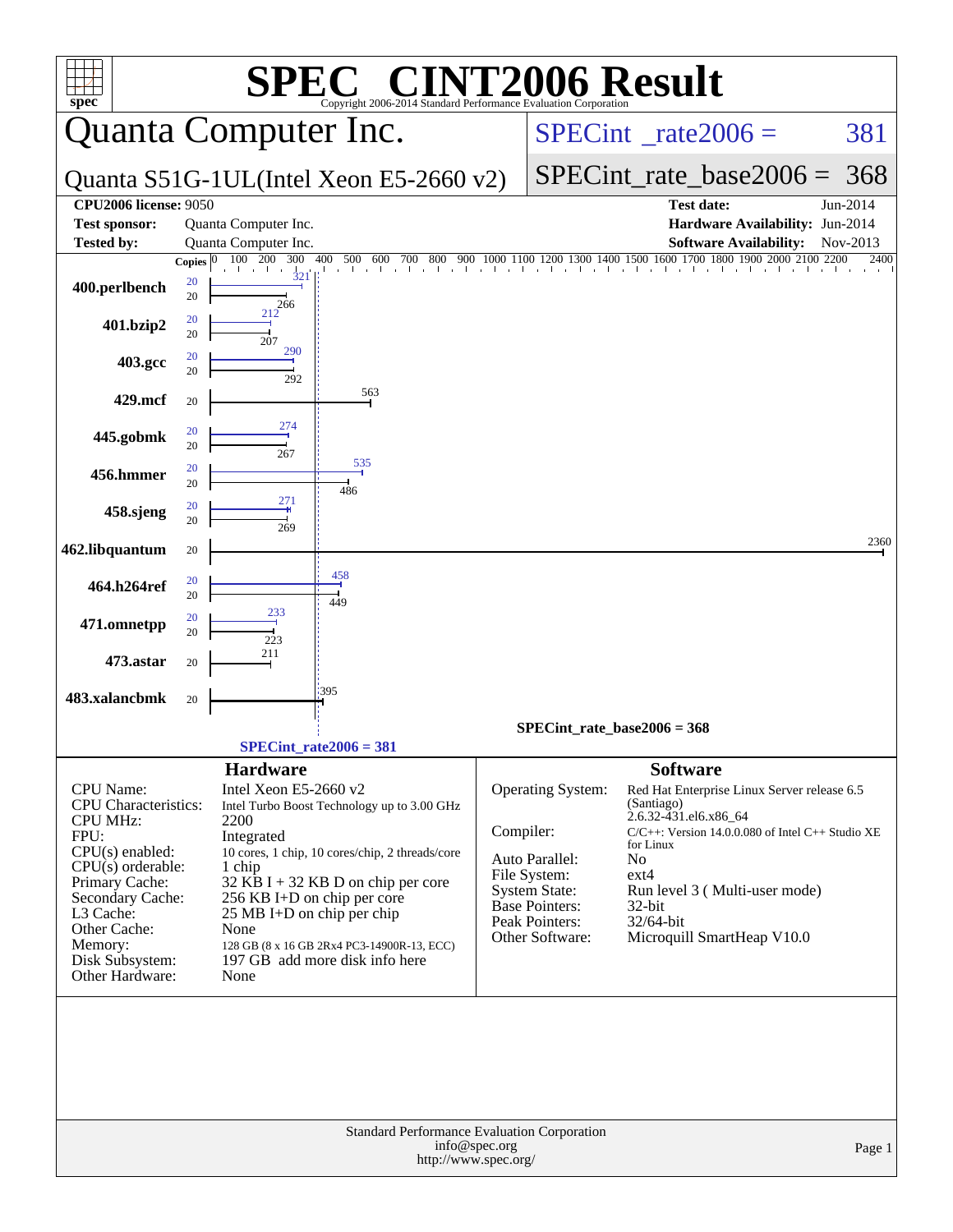# SPEC® CINT2006 Result

Copyright 2006-2014 Standard Performance Evaluation Corporation

## Quanta Computer Inc.

**Quanta S51G-1UL(Intel Xeon E5-2660 v2)**

SPECint_rate2006 = 381

SPECint_rate_base2006 = 368

| | | | |
|---|---|---|---|
| **CPU2006 license:** 9050 | | **Test date:** | Jun-2014 |
| **Test sponsor:** | Quanta Computer Inc. | **Hardware Availability:** | Jun-2014 |
| **Tested by:** | Quanta Computer Inc. | **Software Availability:** | Nov-2013 |

| Benchmark | Copies (peak) | Peak | Copies (base) | Base |
|---|---|---|---|---|
| 400.perlbench | 20 | 321 | 20 | 266 |
| 401.bzip2 | 20 | 212 | 20 | 207 |
| 403.gcc | 20 | 290 | 20 | 292 |
| 429.mcf | | | 20 | 563 |
| 445.gobmk | 20 | 274 | 20 | 267 |
| 456.hmmer | 20 | 535 | 20 | 486 |
| 458.sjeng | 20 | 271 | 20 | 269 |
| 462.libquantum | | | 20 | 2360 |
| 464.h264ref | 20 | 458 | 20 | 449 |
| 471.omnetpp | 20 | 233 | 20 | 223 |
| 473.astar | | | 20 | 211 |
| 483.xalancbmk | | | 20 | 395 |

SPECint_rate_base2006 = 368

SPECint_rate2006 = 381

### Hardware

| | |
|---|---|
| CPU Name: | Intel Xeon E5-2660 v2 |
| CPU Characteristics: | Intel Turbo Boost Technology up to 3.00 GHz |
| CPU MHz: | 2200 |
| FPU: | Integrated |
| CPU(s) enabled: | 10 cores, 1 chip, 10 cores/chip, 2 threads/core |
| CPU(s) orderable: | 1 chip |
| Primary Cache: | 32 KB I + 32 KB D on chip per core |
| Secondary Cache: | 256 KB I+D on chip per core |
| L3 Cache: | 25 MB I+D on chip per chip |
| Other Cache: | None |
| Memory: | 128 GB (8 x 16 GB 2Rx4 PC3-14900R-13, ECC) |
| Disk Subsystem: | 197 GB add more disk info here |
| Other Hardware: | None |

### Software

| | |
|---|---|
| Operating System: | Red Hat Enterprise Linux Server release 6.5 (Santiago) 2.6.32-431.el6.x86_64 |
| Compiler: | C/C++: Version 14.0.0.080 of Intel C++ Studio XE for Linux |
| Auto Parallel: | No |
| File System: | ext4 |
| System State: | Run level 3 ( Multi-user mode) |
| Base Pointers: | 32-bit |
| Peak Pointers: | 32/64-bit |
| Other Software: | Microquill SmartHeap V10.0 |

Standard Performance Evaluation Corporation
info@spec.org
http://www.spec.org/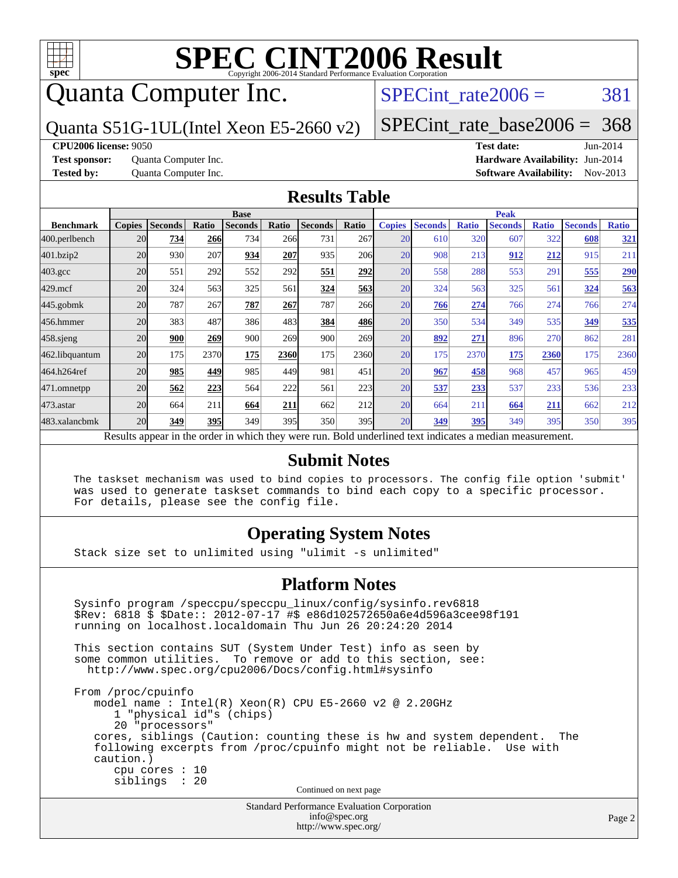# SPEC CINT2006 Result

Copyright 2006-2014 Standard Performance Evaluation Corporation

## Quanta Computer Inc.

Quanta S51G-1UL(Intel Xeon E5-2660 v2)

SPECint_rate2006 = 381

SPECint_rate_base2006 = 368

**CPU2006 license:** 9050
**Test sponsor:** Quanta Computer Inc.
**Tested by:** Quanta Computer Inc.

**Test date:** Jun-2014
**Hardware Availability:** Jun-2014
**Software Availability:** Nov-2013

## Results Table

| | Base | | | | | | | | Peak | | | | | | |
|---|---|---|---|---|---|---|---|---|---|---|---|---|---|---|---|
| **Benchmark** | **Copies** | **Seconds** | **Ratio** | **Seconds** | **Ratio** | **Seconds** | **Ratio** | **Copies** | **Seconds** | **Ratio** | **Seconds** | **Ratio** | **Seconds** | **Ratio** |
| 400.perlbench | 20 | **734** | **266** | 734 | 266 | 731 | 267 | 20 | 610 | 320 | 607 | 322 | **608** | **321** |
| 401.bzip2 | 20 | 930 | 207 | **934** | **207** | 935 | 206 | 20 | 908 | 213 | **912** | **212** | 915 | 211 |
| 403.gcc | 20 | 551 | 292 | 552 | 292 | **551** | **292** | 20 | 558 | 288 | 553 | 291 | **555** | **290** |
| 429.mcf | 20 | 324 | 563 | 325 | 561 | **324** | **563** | 20 | 324 | 563 | 325 | 561 | **324** | **563** |
| 445.gobmk | 20 | 787 | 267 | **787** | **267** | 787 | 266 | 20 | **766** | **274** | 766 | 274 | 766 | 274 |
| 456.hmmer | 20 | 383 | 487 | 386 | 483 | **384** | **486** | 20 | 350 | 534 | 349 | 535 | **349** | **535** |
| 458.sjeng | 20 | **900** | **269** | 900 | 269 | 900 | 269 | 20 | **892** | **271** | 896 | 270 | 862 | 281 |
| 462.libquantum | 20 | 175 | 2370 | **175** | **2360** | 175 | 2360 | 20 | 175 | 2370 | **175** | **2360** | 175 | 2360 |
| 464.h264ref | 20 | **985** | **449** | 985 | 449 | 981 | 451 | 20 | **967** | **458** | 968 | 457 | 965 | 459 |
| 471.omnetpp | 20 | **562** | **223** | 564 | 222 | 561 | 223 | 20 | **537** | **233** | 537 | 233 | 536 | 233 |
| 473.astar | 20 | 664 | 211 | **664** | **211** | 662 | 212 | 20 | 664 | 211 | **664** | **211** | 662 | 212 |
| 483.xalancbmk | 20 | **349** | **395** | 349 | 395 | 350 | 395 | 20 | **349** | **395** | 349 | 395 | 350 | 395 |

Results appear in the order in which they were run. Bold underlined text indicates a median measurement.

## Submit Notes

```
The taskset mechanism was used to bind copies to processors. The config file option 'submit'
was used to generate taskset commands to bind each copy to a specific processor.
For details, please see the config file.
```

## Operating System Notes

```
Stack size set to unlimited using "ulimit -s unlimited"
```

## Platform Notes

```
Sysinfo program /speccpu/speccpu_linux/config/sysinfo.rev6818
$Rev: 6818 $ $Date:: 2012-07-17 #$ e86d102572650a6e4d596a3cee98f191
running on localhost.localdomain Thu Jun 26 20:24:20 2014

This section contains SUT (System Under Test) info as seen by
some common utilities.  To remove or add to this section, see:
  http://www.spec.org/cpu2006/Docs/config.html#sysinfo

From /proc/cpuinfo
   model name : Intel(R) Xeon(R) CPU E5-2660 v2 @ 2.20GHz
      1 "physical id"s (chips)
      20 "processors"
   cores, siblings (Caution: counting these is hw and system dependent.  The
   following excerpts from /proc/cpuinfo might not be reliable.  Use with
   caution.)
      cpu cores : 10
      siblings  : 20
```

Continued on next page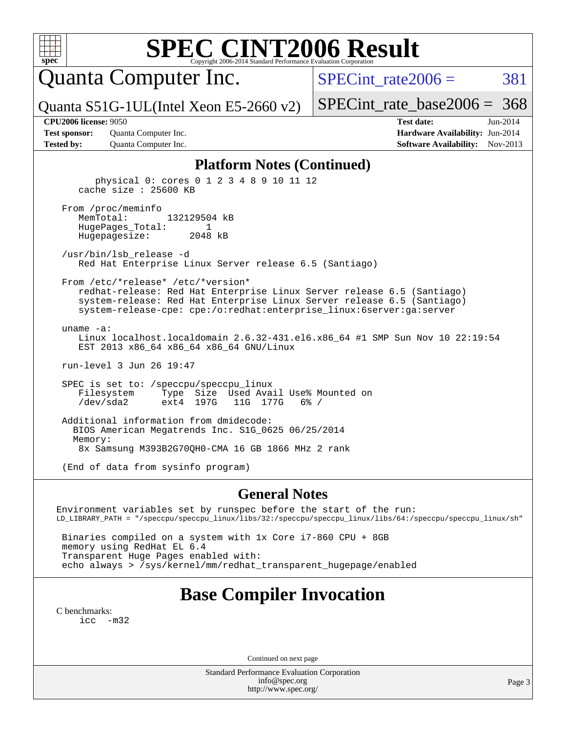# SPEC CINT2006 Result

Copyright 2006-2014 Standard Performance Evaluation Corporation

## Quanta Computer Inc.

Quanta S51G-1UL(Intel Xeon E5-2660 v2)

SPECint_rate2006 = 381

SPECint_rate_base2006 = 368

**CPU2006 license:** 9050

**Test sponsor:** Quanta Computer Inc.

**Tested by:** Quanta Computer Inc.

**Test date:** Jun-2014

**Hardware Availability:** Jun-2014

**Software Availability:** Nov-2013

## Platform Notes (Continued)

```
        physical 0: cores 0 1 2 3 4 8 9 10 11 12
     cache size : 25600 KB

  From /proc/meminfo
     MemTotal:       132129504 kB
     HugePages_Total:       1
     Hugepagesize:       2048 kB

  /usr/bin/lsb_release -d
     Red Hat Enterprise Linux Server release 6.5 (Santiago)

  From /etc/*release* /etc/*version*
     redhat-release: Red Hat Enterprise Linux Server release 6.5 (Santiago)
     system-release: Red Hat Enterprise Linux Server release 6.5 (Santiago)
     system-release-cpe: cpe:/o:redhat:enterprise_linux:6server:ga:server

  uname -a:
     Linux localhost.localdomain 2.6.32-431.el6.x86_64 #1 SMP Sun Nov 10 22:19:54
     EST 2013 x86_64 x86_64 x86_64 GNU/Linux

  run-level 3 Jun 26 19:47

  SPEC is set to: /speccpu/speccpu_linux
     Filesystem     Type  Size  Used Avail Use% Mounted on
     /dev/sda2      ext4  197G   11G  177G   6% /

  Additional information from dmidecode:
    BIOS American Megatrends Inc. S1G_0625 06/25/2014
    Memory:
     8x Samsung M393B2G70QH0-CMA 16 GB 1866 MHz 2 rank

  (End of data from sysinfo program)
```

## General Notes

```
Environment variables set by runspec before the start of the run:
LD_LIBRARY_PATH = "/speccpu/speccpu_linux/libs/32:/speccpu/speccpu_linux/libs/64:/speccpu/speccpu_linux/sh"

 Binaries compiled on a system with 1x Core i7-860 CPU + 8GB
 memory using RedHat EL 6.4
 Transparent Huge Pages enabled with:
 echo always > /sys/kernel/mm/redhat_transparent_hugepage/enabled
```

## Base Compiler Invocation

C benchmarks:

```
icc  -m32
```

Continued on next page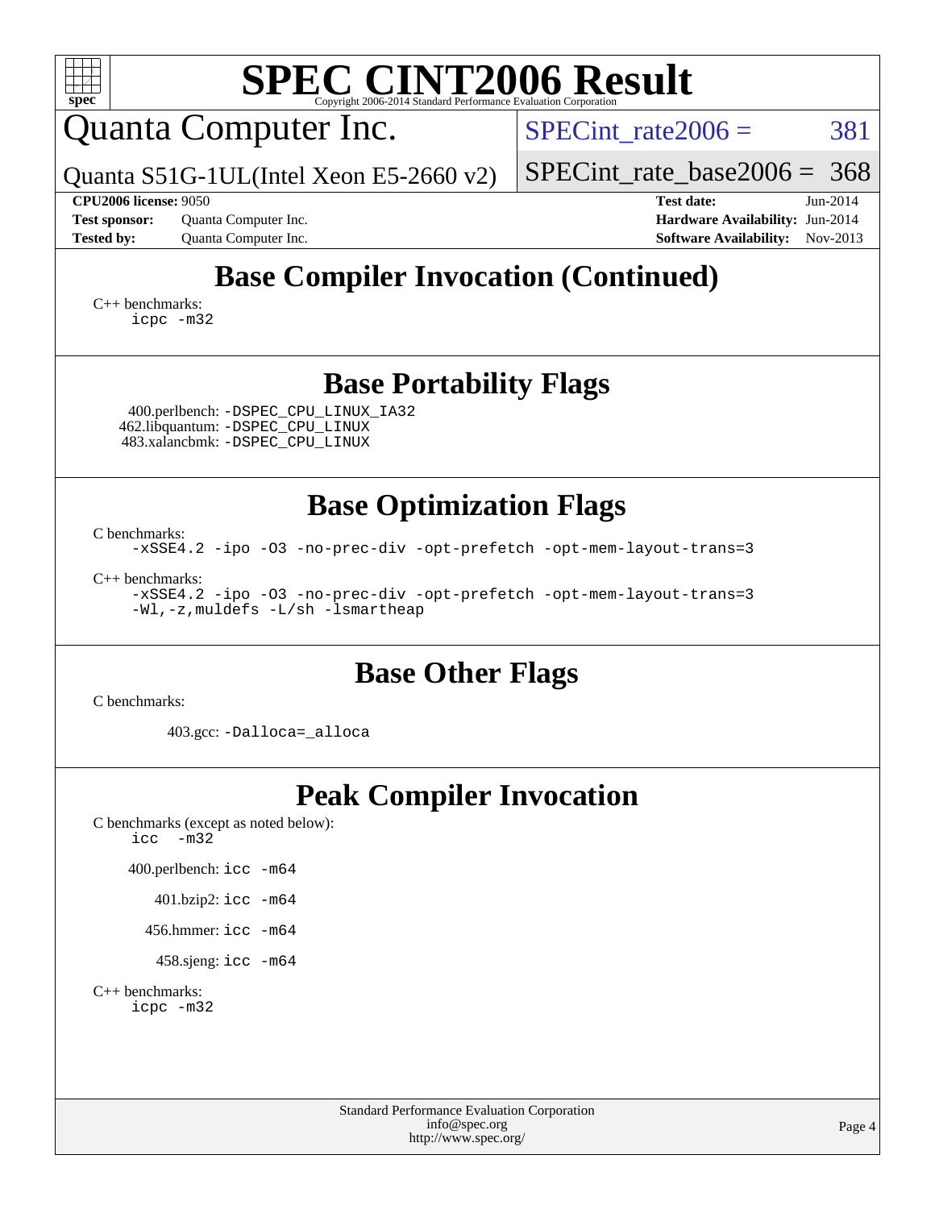# SPEC CINT2006 Result

Copyright 2006-2014 Standard Performance Evaluation Corporation

## Quanta Computer Inc.

Quanta S51G-1UL(Intel Xeon E5-2660 v2)

SPECint_rate2006 = 381

SPECint_rate_base2006 = 368

**CPU2006 license:** 9050
**Test sponsor:** Quanta Computer Inc.
**Tested by:** Quanta Computer Inc.

**Test date:** Jun-2014
**Hardware Availability:** Jun-2014
**Software Availability:** Nov-2013

## Base Compiler Invocation (Continued)

C++ benchmarks:
```
icpc -m32
```

## Base Portability Flags

400.perlbench: `-DSPEC_CPU_LINUX_IA32`
462.libquantum: `-DSPEC_CPU_LINUX`
483.xalancbmk: `-DSPEC_CPU_LINUX`

## Base Optimization Flags

C benchmarks:
```
-xSSE4.2 -ipo -O3 -no-prec-div -opt-prefetch -opt-mem-layout-trans=3
```

C++ benchmarks:
```
-xSSE4.2 -ipo -O3 -no-prec-div -opt-prefetch -opt-mem-layout-trans=3
-Wl,-z,muldefs -L/sh -lsmartheap
```

## Base Other Flags

C benchmarks:

403.gcc: `-Dalloca=_alloca`

## Peak Compiler Invocation

C benchmarks (except as noted below):
```
icc -m32
```

400.perlbench: `icc -m64`

401.bzip2: `icc -m64`

456.hmmer: `icc -m64`

458.sjeng: `icc -m64`

C++ benchmarks:
```
icpc -m32
```

Standard Performance Evaluation Corporation
info@spec.org
http://www.spec.org/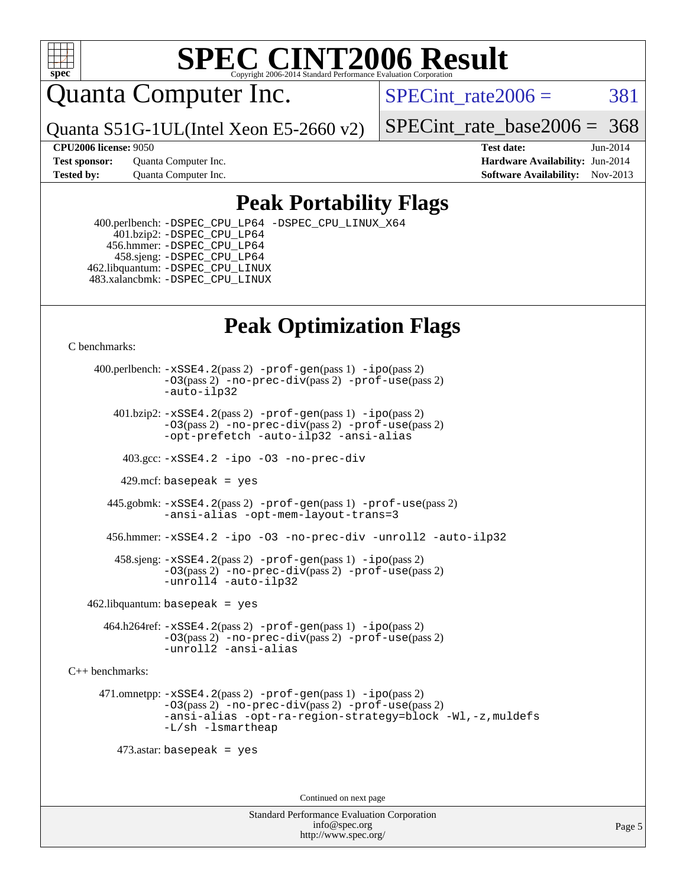# SPEC CINT2006 Result

Copyright 2006-2014 Standard Performance Evaluation Corporation

## Quanta Computer Inc.

Quanta S51G-1UL(Intel Xeon E5-2660 v2)

SPECint_rate2006 = 381

SPECint_rate_base2006 = 368

**CPU2006 license:** 9050
**Test sponsor:** Quanta Computer Inc.
**Tested by:** Quanta Computer Inc.

**Test date:** Jun-2014
**Hardware Availability:** Jun-2014
**Software Availability:** Nov-2013

## Peak Portability Flags

400.perlbench: -DSPEC_CPU_LP64 -DSPEC_CPU_LINUX_X64
401.bzip2: -DSPEC_CPU_LP64
456.hmmer: -DSPEC_CPU_LP64
458.sjeng: -DSPEC_CPU_LP64
462.libquantum: -DSPEC_CPU_LINUX
483.xalancbmk: -DSPEC_CPU_LINUX

## Peak Optimization Flags

C benchmarks:

400.perlbench: -xSSE4.2(pass 2) -prof-gen(pass 1) -ipo(pass 2) -O3(pass 2) -no-prec-div(pass 2) -prof-use(pass 2) -auto-ilp32

401.bzip2: -xSSE4.2(pass 2) -prof-gen(pass 1) -ipo(pass 2) -O3(pass 2) -no-prec-div(pass 2) -prof-use(pass 2) -opt-prefetch -auto-ilp32 -ansi-alias

403.gcc: -xSSE4.2 -ipo -O3 -no-prec-div

429.mcf: basepeak = yes

445.gobmk: -xSSE4.2(pass 2) -prof-gen(pass 1) -prof-use(pass 2) -ansi-alias -opt-mem-layout-trans=3

456.hmmer: -xSSE4.2 -ipo -O3 -no-prec-div -unroll2 -auto-ilp32

458.sjeng: -xSSE4.2(pass 2) -prof-gen(pass 1) -ipo(pass 2) -O3(pass 2) -no-prec-div(pass 2) -prof-use(pass 2) -unroll4 -auto-ilp32

462.libquantum: basepeak = yes

464.h264ref: -xSSE4.2(pass 2) -prof-gen(pass 1) -ipo(pass 2) -O3(pass 2) -no-prec-div(pass 2) -prof-use(pass 2) -unroll2 -ansi-alias

C++ benchmarks:

471.omnetpp: -xSSE4.2(pass 2) -prof-gen(pass 1) -ipo(pass 2) -O3(pass 2) -no-prec-div(pass 2) -prof-use(pass 2) -ansi-alias -opt-ra-region-strategy=block -Wl,-z,muldefs -L/sh -lsmartheap

473.astar: basepeak = yes

Continued on next page

Standard Performance Evaluation Corporation
info@spec.org
http://www.spec.org/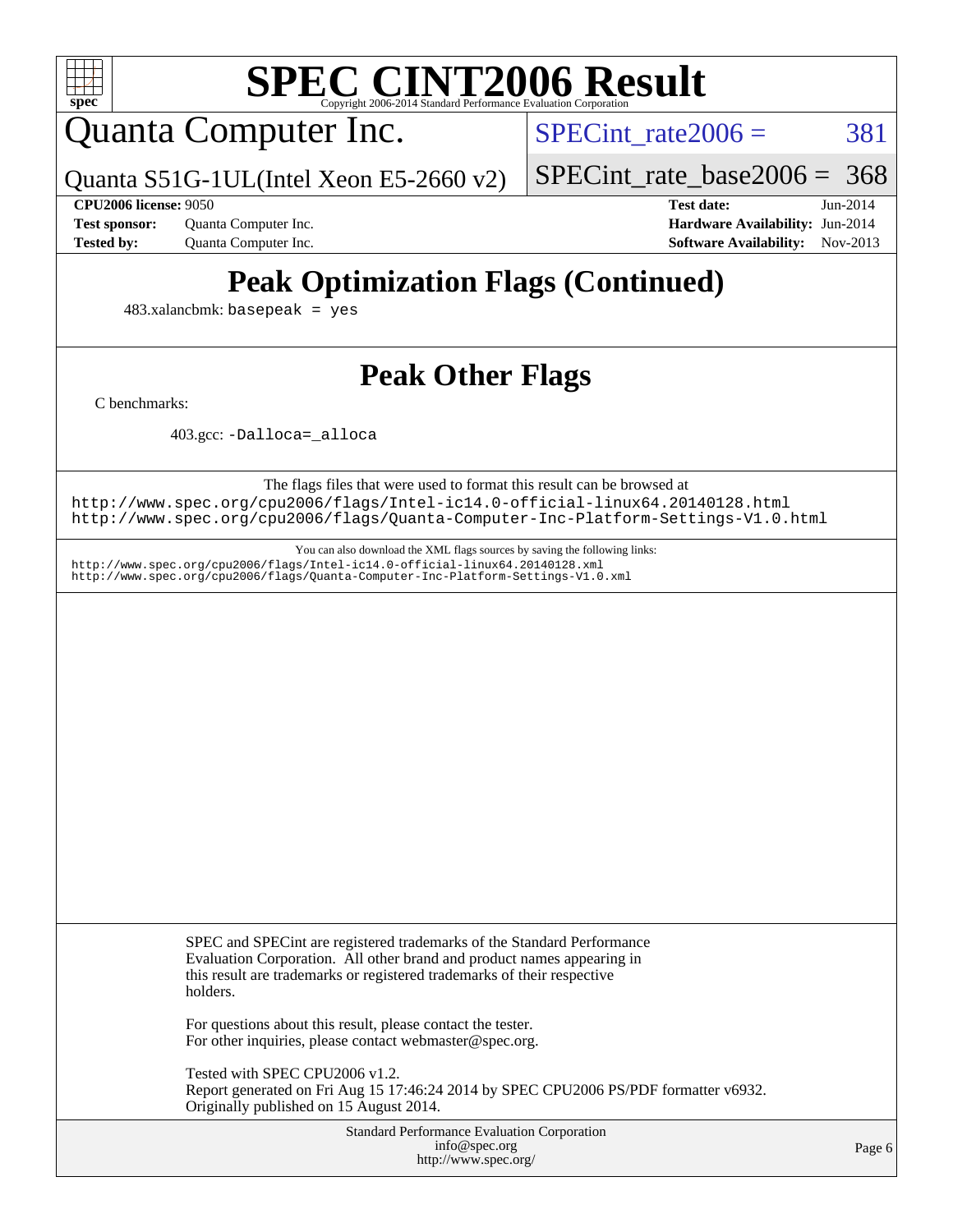# Peak Optimization Flags (Continued)

483.xalancbmk: basepeak = yes

# Peak Other Flags

C benchmarks:

403.gcc: -Dalloca=_alloca

The flags files that were used to format this result can be browsed at
http://www.spec.org/cpu2006/flags/Intel-ic14.0-official-linux64.20140128.html
http://www.spec.org/cpu2006/flags/Quanta-Computer-Inc-Platform-Settings-V1.0.html

You can also download the XML flags sources by saving the following links:
http://www.spec.org/cpu2006/flags/Intel-ic14.0-official-linux64.20140128.xml
http://www.spec.org/cpu2006/flags/Quanta-Computer-Inc-Platform-Settings-V1.0.xml

SPEC and SPECint are registered trademarks of the Standard Performance Evaluation Corporation. All other brand and product names appearing in this result are trademarks or registered trademarks of their respective holders.

For questions about this result, please contact the tester.
For other inquiries, please contact webmaster@spec.org.

Tested with SPEC CPU2006 v1.2.
Report generated on Fri Aug 15 17:46:24 2014 by SPEC CPU2006 PS/PDF formatter v6932.
Originally published on 15 August 2014.